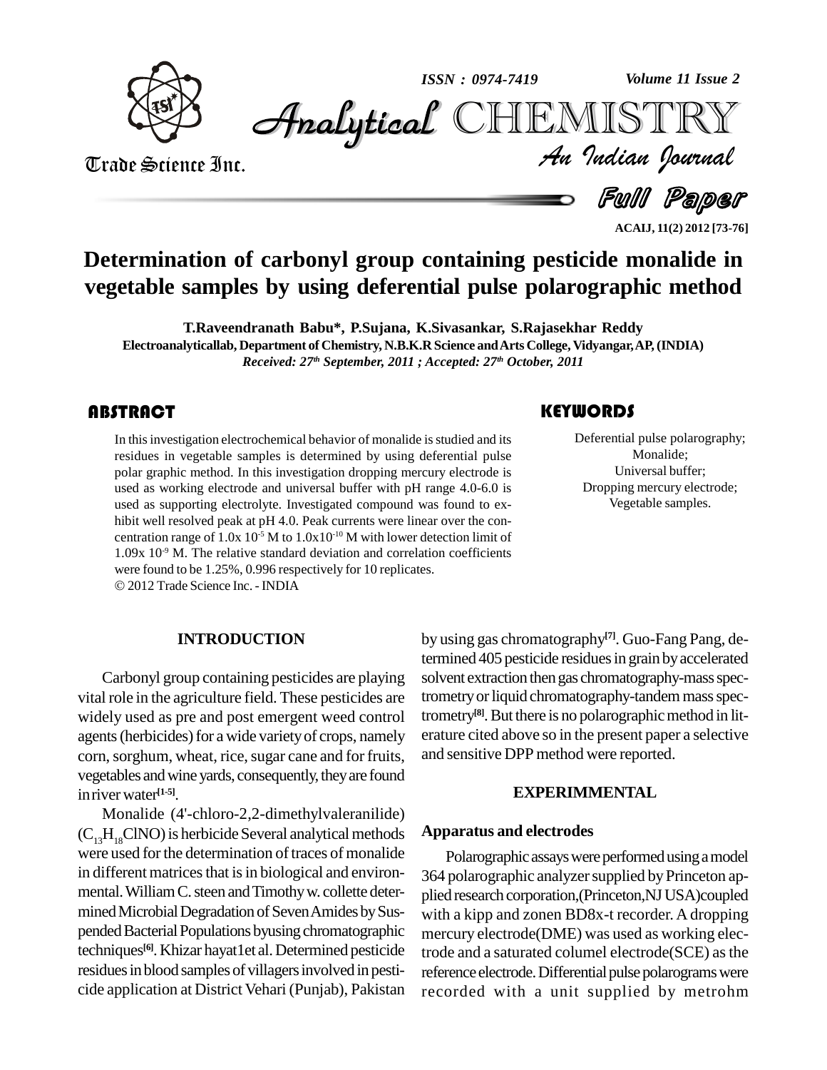# Determination of carbonyl group containing pesticide monalide in vegetable samples by using deferential pulse polarographic method

**T.Raveendranath Babu\*, P.Sujana, K.Sivasankar, S.Rajasekhar Reddy**

**Electroanalyticallab, Department of Chemistry, N.B.K.R Science and Arts College, Vidyangar, AP, (INDIA)**

*Received: 27th September, 2011 ; Accepted: 27th October, 2011*

## ABSTRACT

In this investigation electrochemical behavior of monalide is studied and its residues in vegetable samples is determined by using deferential pulse polar graphic method. In this investigation dropping mercury electrode is used as working electrode and universal buffer with pH range 4.0-6.0 is used as supporting electrolyte. Investigated compound was found to exhibit well resolved peak at pH 4.0. Peak currents were linear over the concentration range of $1.0\text{x } 10^{-5}$ M to $1.0\text{x}10^{-10}$ M with lower detection limit of $1.09\text{x } 10^{-9}$ M. The relative standard deviation and correlation coefficients were found to be 1.25%, 0.996 respectively for 10 replicates.

© 2012 Trade Science Inc. - INDIA

## KEYWORDS

Deferential pulse polarography;
Monalide;
Universal buffer;
Dropping mercury electrode;
Vegetable samples.

## INTRODUCTION

Carbonyl group containing pesticides are playing vital role in the agriculture field. These pesticides are widely used as pre and post emergent weed control agents (herbicides) for a wide variety of crops, namely corn, sorghum, wheat, rice, sugar cane and for fruits, vegetables and wine yards, consequently, they are found in river water[1-5].

Monalide (4'-chloro-2,2-dimethylvaleranilide) ($C_{13}H_{18}ClNO$) is herbicide Several analytical methods were used for the determination of traces of monalide in different matrices that is in biological and environmental. William C. steen and Timothy w. collette determined Microbial Degradation of Seven Amides by Suspended Bacterial Populations byusing chromatographic techniques[6]. Khizar hayat1et al. Determined pesticide residues in blood samples of villagers involved in pesticide application at District Vehari (Punjab), Pakistan by using gas chromatography[7]. Guo-Fang Pang, determined 405 pesticide residues in grain by accelerated solvent extraction then gas chromatography-mass spectrometry or liquid chromatography-tandem mass spectrometry[8]. But there is no polarographic method in literature cited above so in the present paper a selective and sensitive DPP method were reported.

## EXPERIMMENTAL

### Apparatus and electrodes

Polarographic assays were performed using a model 364 polarographic analyzer supplied by Princeton applied research corporation,(Princeton,NJ USA)coupled with a kipp and zonen BD8x-t recorder. A dropping mercury electrode(DME) was used as working electrode and a saturated columel electrode(SCE) as the reference electrode. Differential pulse polarograms were recorded with a unit supplied by metrohm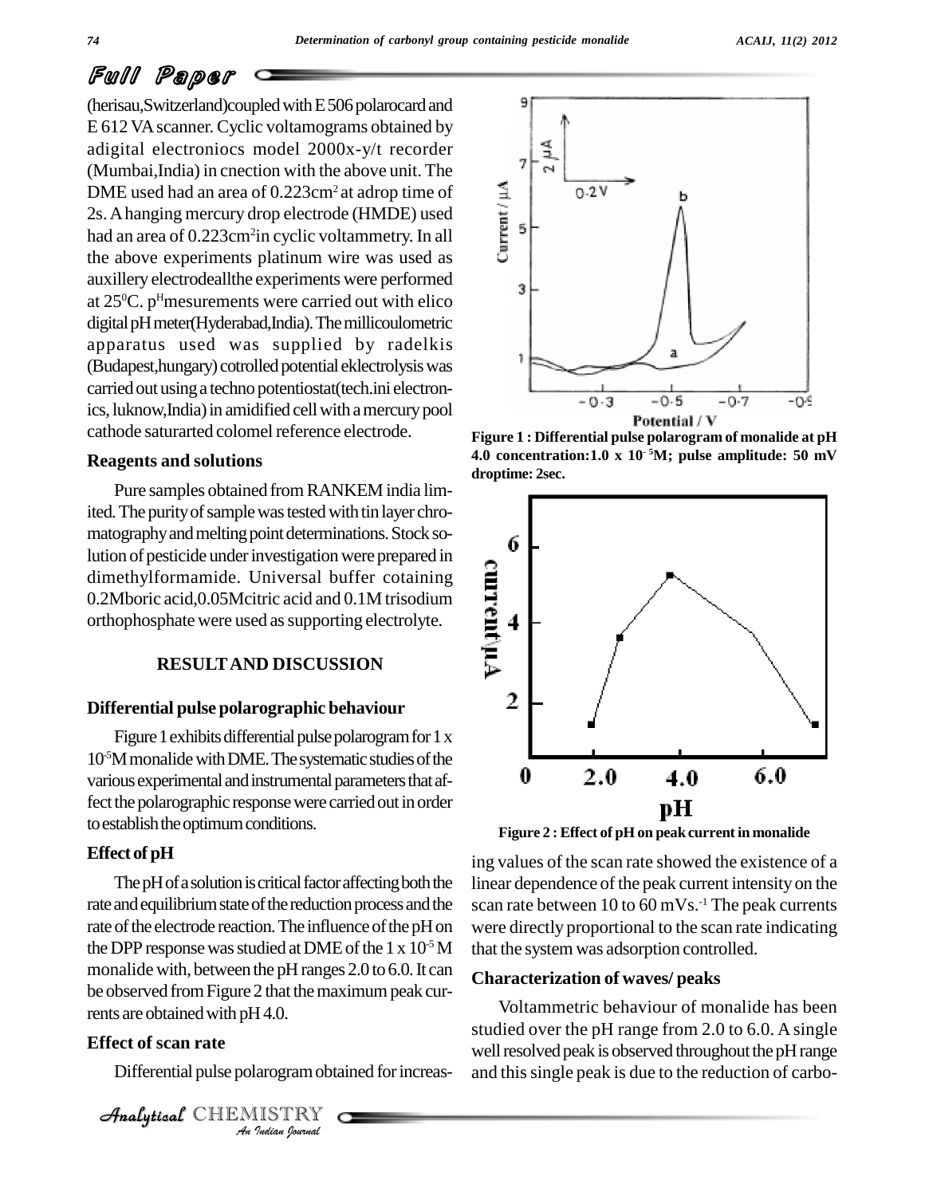(herisau,Switzerland)coupled with E 506 polarocard and E 612 VA scanner. Cyclic voltamograms obtained by adigital electroniocs model 2000x-y/t recorder (Mumbai,India) in cnection with the above unit. The DME used had an area of 0.223cm$^2$ at adrop time of 2s. A hanging mercury drop electrode (HMDE) used had an area of 0.223cm$^2$in cyclic voltammetry. In all the above experiments platinum wire was used as auxillery electrodeallthe experiments were performed at 25$^0$C. p$^H$mesurements were carried out with elico digital pH meter(Hyderabad,India). The millicoulometric apparatus used was supplied by radelkis (Budapest,hungary) cotrolled potential eklectrolysis was carried out using a techno potentiostat(tech.ini electronics, luknow,India) in amidified cell with a mercury pool cathode saturarted colomel reference electrode.

### Reagents and solutions

Pure samples obtained from RANKEM india limited. The purity of sample was tested with tin layer chromatography and melting point determinations. Stock solution of pesticide under investigation were prepared in dimethylformamide. Universal buffer cotaining 0.2Mboric acid,0.05Mcitric acid and 0.1M trisodium orthophosphate were used as supporting electrolyte.

## RESULT AND DISCUSSION

### Differential pulse polarographic behaviour

Figure 1 exhibits differential pulse polarogram for 1 x 10$^{-5}$M monalide with DME. The systematic studies of the various experimental and instrumental parameters that affect the polarographic response were carried out in order to establish the optimum conditions.

### Effect of pH

The pH of a solution is critical factor affecting both the rate and equilibrium state of the reduction process and the rate of the electrode reaction. The influence of the pH on the DPP response was studied at DME of the 1 x 10$^{-5}$ M monalide with, between the pH ranges 2.0 to 6.0. It can be observed from Figure 2 that the maximum peak currents are obtained with pH 4.0.

### Effect of scan rate

Differential pulse polarogram obtained for increasing values of the scan rate showed the existence of a linear dependence of the peak current intensity on the scan rate between 10 to 60 mVs.$^{-1}$ The peak currents were directly proportional to the scan rate indicating that the system was adsorption controlled.

**Figure 1 : Differential pulse polarogram of monalide at pH 4.0 concentration:1.0 x 10$^{-5}$M; pulse amplitude: 50 mV droptime: 2sec.**

**Figure 2 : Effect of pH on peak current in monalide**

### Characterization of waves/ peaks

Voltammetric behaviour of monalide has been studied over the pH range from 2.0 to 6.0. A single well resolved peak is observed throughout the pH range and this single peak is due to the reduction of carbo-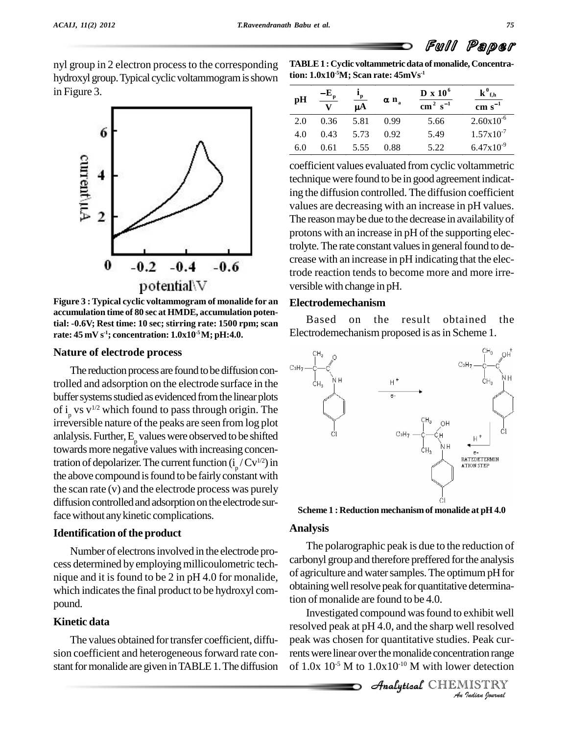nyl group in 2 electron process to the corresponding hydroxyl group. Typical cyclic voltammogram is shown in Figure 3.

**Figure 3 : Typical cyclic voltammogram of monalide for an accumulation time of 80 sec at HMDE, accumulation potential: -0.6V; Rest time: 10 sec; stirring rate: 1500 rpm; scan rate: 45 mV s$^{-1}$; concentration: 1.0x10$^{-5}$M; pH:4.0.**

### Nature of electrode process

The reduction process are found to be diffusion controlled and adsorption on the electrode surface in the buffer systems studied as evidenced from the linear plots of $i_p$ vs $v^{1/2}$ which found to pass through origin. The irreversible nature of the peaks are seen from log plot anlalysis. Further, $E_p$ values were observed to be shifted towards more negative values with increasing concentration of depolarizer. The current function ($i_p / Cv^{1/2}$) in the above compound is found to be fairly constant with the scan rate (v) and the electrode process was purely diffusion controlled and adsorption on the electrode surface without any kinetic complications.

### Identification of the product

Number of electrons involved in the electrode process determined by employing millicoulometric technique and it is found to be 2 in pH 4.0 for monalide, which indicates the final product to be hydroxyl compound.

### Kinetic data

The values obtained for transfer coefficient, diffusion coefficient and heterogeneous forward rate constant for monalide are given in TABLE 1. The diffusion

**TABLE 1 : Cyclic voltammetric data of monalide, Concentration: 1.0x10$^{-5}$M; Scan rate: 45mVs$^{-1}$**

| pH | $-E_p$ / V | $i_p$ / µA | $\alpha n_a$ | $D \times 10^6$ / $cm^2\ s^{-1}$ | $k^0_{f,h}$ / $cm\ s^{-1}$ |
|---|---|---|---|---|---|
| 2.0 | 0.36 | 5.81 | 0.99 | 5.66 | $2.60 \times 10^{-6}$ |
| 4.0 | 0.43 | 5.73 | 0.92 | 5.49 | $1.57 \times 10^{-7}$ |
| 6.0 | 0.61 | 5.55 | 0.88 | 5.22 | $6.47 \times 10^{-9}$ |

coefficient values evaluated from cyclic voltammetric technique were found to be in good agreement indicating the diffusion controlled. The diffusion coefficient values are decreasing with an increase in pH values. The reason may be due to the decrease in availability of protons with an increase in pH of the supporting electrolyte. The rate constant values in general found to decrease with an increase in pH indicating that the electrode reaction tends to become more and more irreversible with change in pH.

### Electrodemechanism

Based on the result obtained the Electrodemechanism proposed is as in Scheme 1.

**Scheme 1 : Reduction mechanism of monalide at pH 4.0**

### Analysis

The polarographic peak is due to the reduction of carbonyl group and therefore preffered for the analysis of agriculture and water samples. The optimum pH for obtaining well resolve peak for quantitative determination of monalide are found to be 4.0.

Investigated compound was found to exhibit well resolved peak at pH 4.0, and the sharp well resolved peak was chosen for quantitative studies. Peak currents were linear over the monalide concentration range of 1.0x 10$^{-5}$ M to 1.0x10$^{-10}$ M with lower detection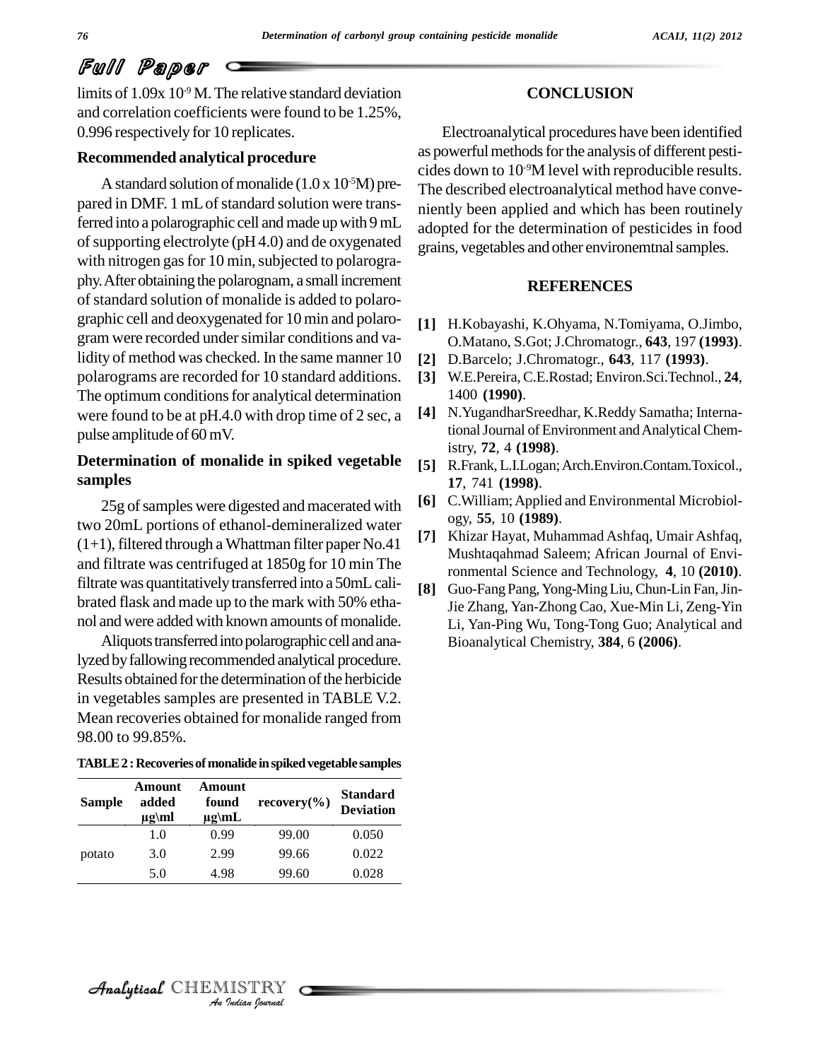limits of 1.09x $10^{-9}$ M. The relative standard deviation and correlation coefficients were found to be 1.25%, 0.996 respectively for 10 replicates.

### Recommended analytical procedure

A standard solution of monalide (1.0 x $10^{-5}$M) prepared in DMF. 1 mL of standard solution were transferred into a polarographic cell and made up with 9 mL of supporting electrolyte (pH 4.0) and de oxygenated with nitrogen gas for 10 min, subjected to polarography. After obtaining the polarognam, a small increment of standard solution of monalide is added to polarographic cell and deoxygenated for 10 min and polarogram were recorded under similar conditions and validity of method was checked. In the same manner 10 polarograms are recorded for 10 standard additions. The optimum conditions for analytical determination were found to be at pH.4.0 with drop time of 2 sec, a pulse amplitude of 60 mV.

### Determination of monalide in spiked vegetable samples

25g of samples were digested and macerated with two 20mL portions of ethanol-demineralized water (1+1), filtered through a Whattman filter paper No.41 and filtrate was centrifuged at 1850g for 10 min The filtrate was quantitatively transferred into a 50mL calibrated flask and made up to the mark with 50% ethanol and were added with known amounts of monalide.

Aliquots transferred into polarographic cell and analyzed by fallowing recommended analytical procedure. Results obtained for the determination of the herbicide in vegetables samples are presented in TABLE V.2. Mean recoveries obtained for monalide ranged from 98.00 to 99.85%.

**TABLE 2 : Recoveries of monalide in spiked vegetable samples**

| Sample | Amount added µg\ml | Amount found µg\mL | recovery(%) | Standard Deviation |
|---|---|---|---|---|
| | 1.0 | 0.99 | 99.00 | 0.050 |
| potato | 3.0 | 2.99 | 99.66 | 0.022 |
| | 5.0 | 4.98 | 99.60 | 0.028 |

## CONCLUSION

Electroanalytical procedures have been identified as powerful methods for the analysis of different pesticides down to $10^{-9}$M level with reproducible results. The described electroanalytical method have conveniently been applied and which has been routinely adopted for the determination of pesticides in food grains, vegetables and other environemtnal samples.

## REFERENCES

[1] H.Kobayashi, K.Ohyama, N.Tomiyama, O.Jimbo, O.Matano, S.Got; J.Chromatogr., **643**, 197 **(1993)**.

[2] D.Barcelo; J.Chromatogr., **643**, 117 **(1993)**.

[3] W.E.Pereira, C.E.Rostad; Environ.Sci.Technol., **24**, 1400 **(1990)**.

[4] N.YugandharSreedhar, K.Reddy Samatha; International Journal of Environment and Analytical Chemistry, **72**, 4 **(1998)**.

[5] R.Frank, L.I.Logan; Arch.Environ.Contam.Toxicol., **17**, 741 **(1998)**.

[6] C.William; Applied and Environmental Microbiology, **55**, 10 **(1989)**.

[7] Khizar Hayat, Muhammad Ashfaq, Umair Ashfaq, Mushtaqahmad Saleem; African Journal of Environmental Science and Technology, **4**, 10 **(2010)**.

[8] Guo-Fang Pang, Yong-Ming Liu, Chun-Lin Fan, Jin-Jie Zhang, Yan-Zhong Cao, Xue-Min Li, Zeng-Yin Li, Yan-Ping Wu, Tong-Tong Guo; Analytical and Bioanalytical Chemistry, **384**, 6 **(2006)**.